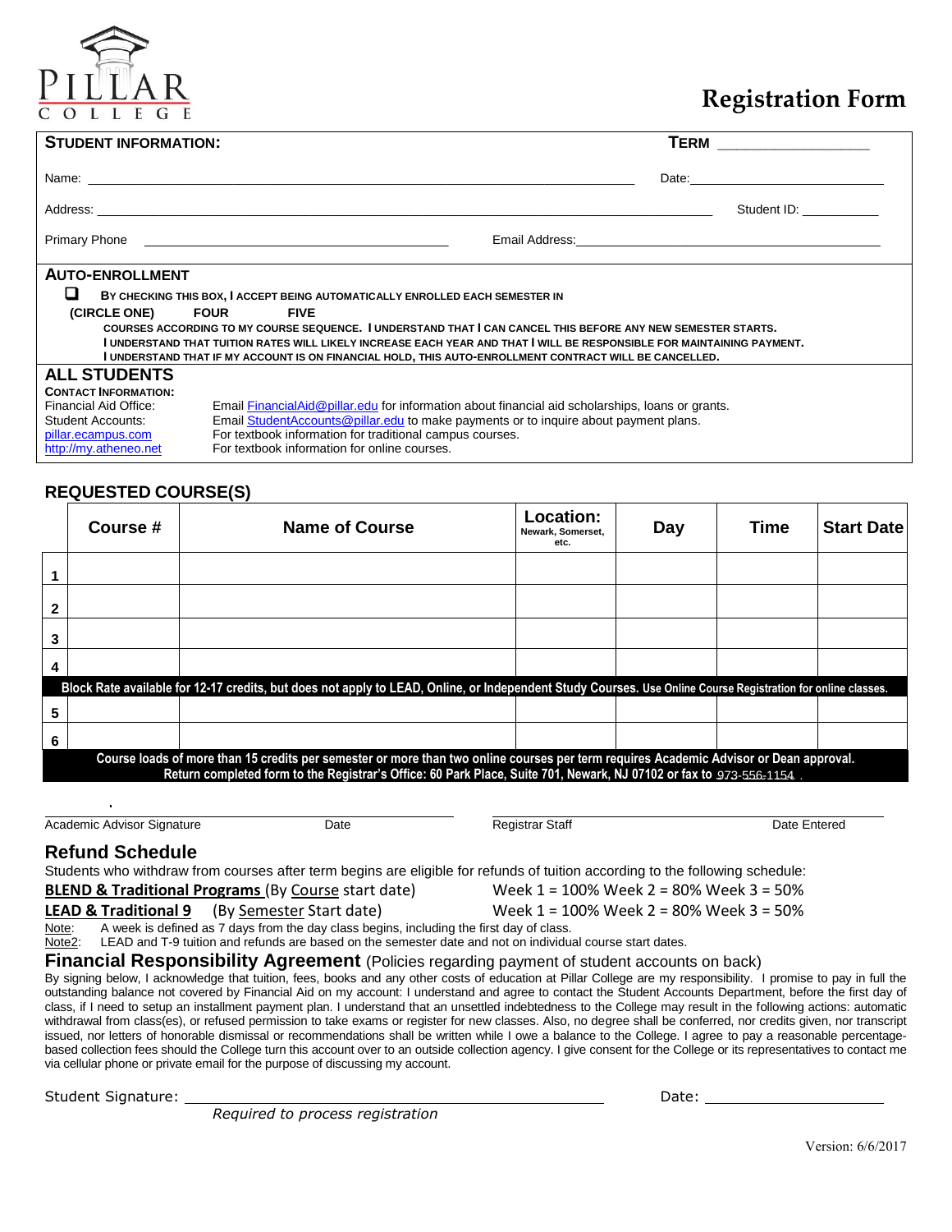# Registration Form

**PILLAR COLLEGE**

## STUDENT INFORMATION:

**TERM** ___________________

Name: ______________________________________________ Date: ____________________

Address: ______________________________________________ Student ID: ___________

Primary Phone ______________________________ Email Address: ______________________________

## AUTO-ENROLLMENT

☐ BY CHECKING THIS BOX, I ACCEPT BEING AUTOMATICALLY ENROLLED EACH SEMESTER IN

**(CIRCLE ONE)** **FOUR** **FIVE**

**COURSES ACCORDING TO MY COURSE SEQUENCE. I UNDERSTAND THAT I CAN CANCEL THIS BEFORE ANY NEW SEMESTER STARTS.**
**I UNDERSTAND THAT TUITION RATES WILL LIKELY INCREASE EACH YEAR AND THAT I WILL BE RESPONSIBLE FOR MAINTAINING PAYMENT.**
**I UNDERSTAND THAT IF MY ACCOUNT IS ON FINANCIAL HOLD, THIS AUTO-ENROLLMENT CONTRACT WILL BE CANCELLED.**

## ALL STUDENTS

**CONTACT INFORMATION:**

| | |
|---|---|
| Financial Aid Office: | Email FinancialAid@pillar.edu for information about financial aid scholarships, loans or grants. |
| Student Accounts: | Email StudentAccounts@pillar.edu to make payments or to inquire about payment plans. |
| pillar.ecampus.com | For textbook information for traditional campus courses. |
| http://my.atheneo.net | For textbook information for online courses. |

## REQUESTED COURSE(S)

| | Course # | Name of Course | Location: Newark, Somerset, etc. | Day | Time | Start Date |
|---|---|---|---|---|---|---|
| 1 | | | | | | |
| 2 | | | | | | |
| 3 | | | | | | |
| 4 | | | | | | |
| **Block Rate available for 12-17 credits, but does not apply to LEAD, Online, or Independent Study Courses. Use Online Course Registration for online classes.** | | | | | | |
| 5 | | | | | | |
| 6 | | | | | | |

**Course loads of more than 15 credits per semester or more than two online courses per term requires Academic Advisor or Dean approval.**
**Return completed form to the Registrar's Office: 60 Park Place, Suite 701, Newark, NJ 07102 or fax to 973-556-1154.**

Academic Advisor Signature ____________ Date ____________ Registrar Staff ____________ Date Entered ____________

## Refund Schedule

Students who withdraw from courses after term begins are eligible for refunds of tuition according to the following schedule:

**BLEND & Traditional Programs** (By Course start date) Week 1 = 100% Week 2 = 80% Week 3 = 50%

**LEAD & Traditional 9** (By Semester Start date) Week 1 = 100% Week 2 = 80% Week 3 = 50%

Note: A week is defined as 7 days from the day class begins, including the first day of class.
Note2: LEAD and T-9 tuition and refunds are based on the semester date and not on individual course start dates.

## Financial Responsibility Agreement (Policies regarding payment of student accounts on back)

By signing below, I acknowledge that tuition, fees, books and any other costs of education at Pillar College are my responsibility. I promise to pay in full the outstanding balance not covered by Financial Aid on my account: I understand and agree to contact the Student Accounts Department, before the first day of class, if I need to setup an installment payment plan. I understand that an unsettled indebtedness to the College may result in the following actions: automatic withdrawal from class(es), or refused permission to take exams or register for new classes. Also, no degree shall be conferred, nor credits given, nor transcript issued, nor letters of honorable dismissal or recommendations shall be written while I owe a balance to the College. I agree to pay a reasonable percentage-based collection fees should the College turn this account over to an outside collection agency. I give consent for the College or its representatives to contact me via cellular phone or private email for the purpose of discussing my account.

Student Signature: ______________________________ Date: ____________________

*Required to process registration*

Version: 6/6/2017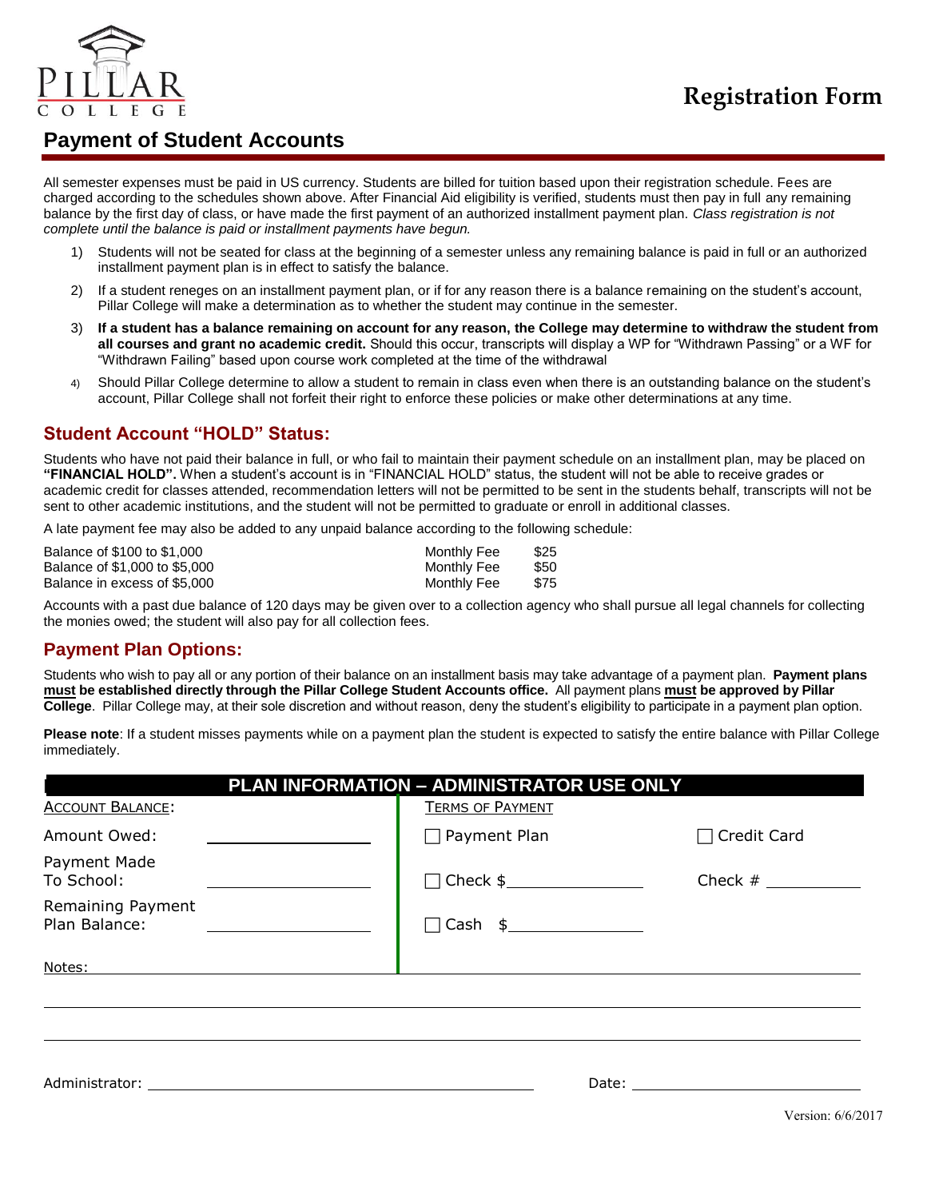# Registration Form

## Payment of Student Accounts

All semester expenses must be paid in US currency. Students are billed for tuition based upon their registration schedule. Fees are charged according to the schedules shown above. After Financial Aid eligibility is verified, students must then pay in full any remaining balance by the first day of class, or have made the first payment of an authorized installment payment plan. *Class registration is not complete until the balance is paid or installment payments have begun.*

1) Students will not be seated for class at the beginning of a semester unless any remaining balance is paid in full or an authorized installment payment plan is in effect to satisfy the balance.
2) If a student reneges on an installment payment plan, or if for any reason there is a balance remaining on the student's account, Pillar College will make a determination as to whether the student may continue in the semester.
3) **If a student has a balance remaining on account for any reason, the College may determine to withdraw the student from all courses and grant no academic credit.** Should this occur, transcripts will display a WP for "Withdrawn Passing" or a WF for "Withdrawn Failing" based upon course work completed at the time of the withdrawal
4) Should Pillar College determine to allow a student to remain in class even when there is an outstanding balance on the student's account, Pillar College shall not forfeit their right to enforce these policies or make other determinations at any time.

### Student Account "HOLD" Status:

Students who have not paid their balance in full, or who fail to maintain their payment schedule on an installment plan, may be placed on **"FINANCIAL HOLD".** When a student's account is in "FINANCIAL HOLD" status, the student will not be able to receive grades or academic credit for classes attended, recommendation letters will not be permitted to be sent in the students behalf, transcripts will not be sent to other academic institutions, and the student will not be permitted to graduate or enroll in additional classes.

A late payment fee may also be added to any unpaid balance according to the following schedule:

| | | |
|---|---|---|
| Balance of $100 to $1,000 | Monthly Fee | $25 |
| Balance of $1,000 to $5,000 | Monthly Fee | $50 |
| Balance in excess of $5,000 | Monthly Fee | $75 |

Accounts with a past due balance of 120 days may be given over to a collection agency who shall pursue all legal channels for collecting the monies owed; the student will also pay for all collection fees.

### Payment Plan Options:

Students who wish to pay all or any portion of their balance on an installment basis may take advantage of a payment plan. **Payment plans must be established directly through the Pillar College Student Accounts office.** All payment plans **must be approved by Pillar College**. Pillar College may, at their sole discretion and without reason, deny the student's eligibility to participate in a payment plan option.

**Please note**: If a student misses payments while on a payment plan the student is expected to satisfy the entire balance with Pillar College immediately.

**PLAN INFORMATION – ADMINISTRATOR USE ONLY**

| ACCOUNT BALANCE: | | TERMS OF PAYMENT | |
|---|---|---|---|
| Amount Owed: | ________ | ☐ Payment Plan | ☐ Credit Card |
| Payment Made To School: | ________ | ☐ Check $________ | Check # ________ |
| Remaining Payment Plan Balance: | ________ | ☐ Cash $________ | |

Notes: ________________________________________________

________________________________________________

________________________________________________

Administrator: ______________________ Date: ______________________

Version: 6/6/2017